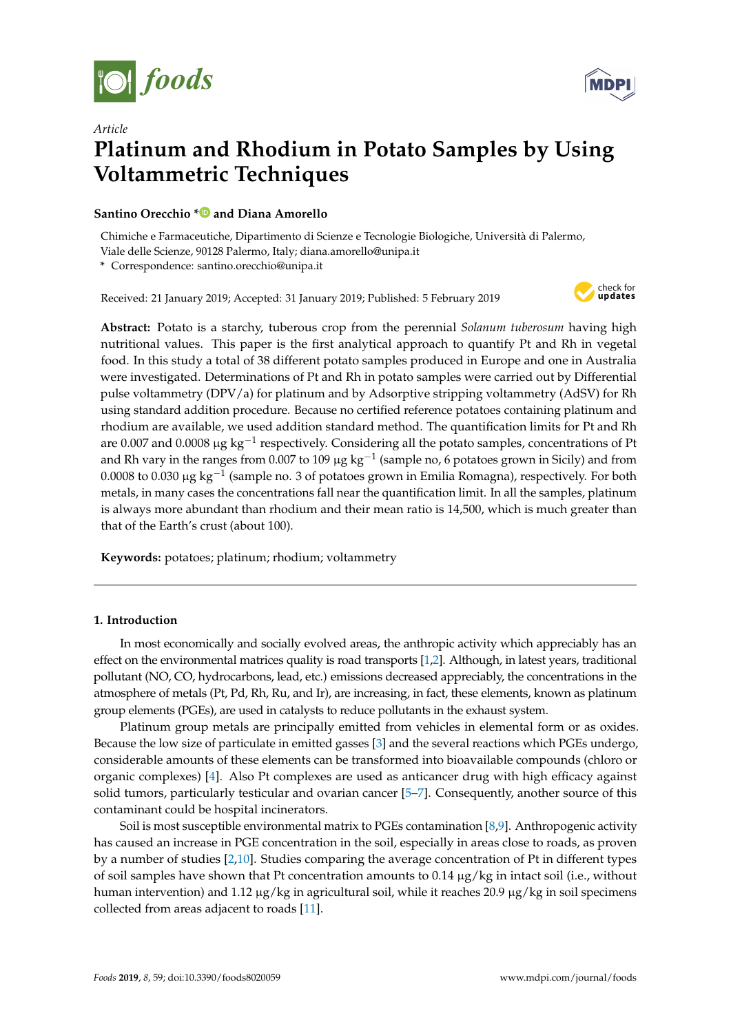*Article*

# Platinum and Rhodium in Potato Samples by Using Voltammetric Techniques

**Santino Orecchio \* and Diana Amorello**

Chimiche e Farmaceutiche, Dipartimento di Scienze e Tecnologie Biologiche, Università di Palermo, Viale delle Scienze, 90128 Palermo, Italy; diana.amorello@unipa.it

\* Correspondence: santino.orecchio@unipa.it

Received: 21 January 2019; Accepted: 31 January 2019; Published: 5 February 2019

**Abstract:** Potato is a starchy, tuberous crop from the perennial *Solanum tuberosum* having high nutritional values. This paper is the first analytical approach to quantify Pt and Rh in vegetal food. In this study a total of 38 different potato samples produced in Europe and one in Australia were investigated. Determinations of Pt and Rh in potato samples were carried out by Differential pulse voltammetry (DPV/a) for platinum and by Adsorptive stripping voltammetry (AdSV) for Rh using standard addition procedure. Because no certified reference potatoes containing platinum and rhodium are available, we used addition standard method. The quantification limits for Pt and Rh are 0.007 and 0.0008 μg kg$^{-1}$ respectively. Considering all the potato samples, concentrations of Pt and Rh vary in the ranges from 0.007 to 109 μg kg$^{-1}$ (sample no, 6 potatoes grown in Sicily) and from 0.0008 to 0.030 μg kg$^{-1}$ (sample no. 3 of potatoes grown in Emilia Romagna), respectively. For both metals, in many cases the concentrations fall near the quantification limit. In all the samples, platinum is always more abundant than rhodium and their mean ratio is 14,500, which is much greater than that of the Earth's crust (about 100).

**Keywords:** potatoes; platinum; rhodium; voltammetry

## 1. Introduction

In most economically and socially evolved areas, the anthropic activity which appreciably has an effect on the environmental matrices quality is road transports [1,2]. Although, in latest years, traditional pollutant (NO, CO, hydrocarbons, lead, etc.) emissions decreased appreciably, the concentrations in the atmosphere of metals (Pt, Pd, Rh, Ru, and Ir), are increasing, in fact, these elements, known as platinum group elements (PGEs), are used in catalysts to reduce pollutants in the exhaust system.

Platinum group metals are principally emitted from vehicles in elemental form or as oxides. Because the low size of particulate in emitted gasses [3] and the several reactions which PGEs undergo, considerable amounts of these elements can be transformed into bioavailable compounds (chloro or organic complexes) [4]. Also Pt complexes are used as anticancer drug with high efficacy against solid tumors, particularly testicular and ovarian cancer [5–7]. Consequently, another source of this contaminant could be hospital incinerators.

Soil is most susceptible environmental matrix to PGEs contamination [8,9]. Anthropogenic activity has caused an increase in PGE concentration in the soil, especially in areas close to roads, as proven by a number of studies [2,10]. Studies comparing the average concentration of Pt in different types of soil samples have shown that Pt concentration amounts to 0.14 μg/kg in intact soil (i.e., without human intervention) and 1.12 μg/kg in agricultural soil, while it reaches 20.9 μg/kg in soil specimens collected from areas adjacent to roads [11].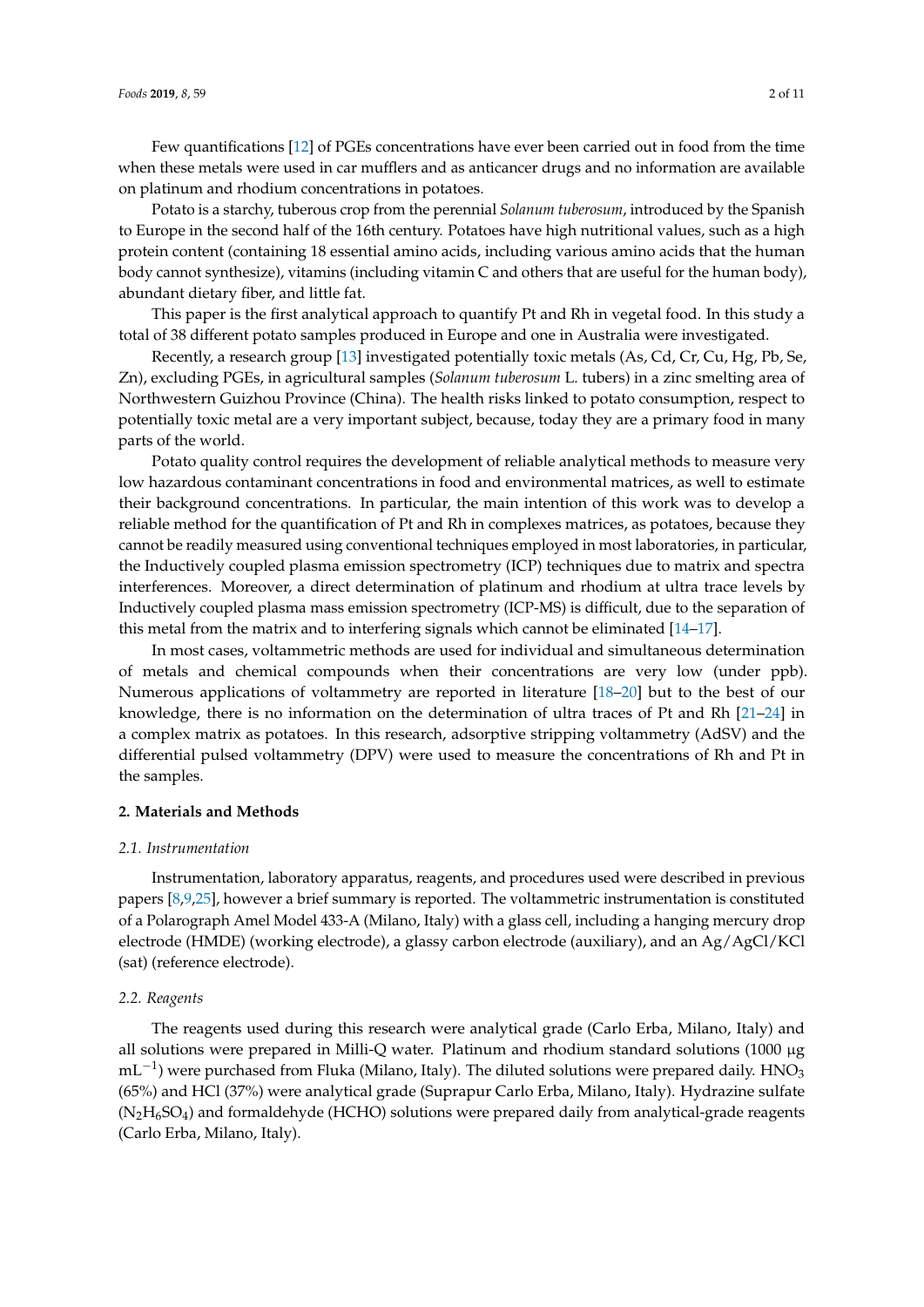Few quantifications [12] of PGEs concentrations have ever been carried out in food from the time when these metals were used in car mufflers and as anticancer drugs and no information are available on platinum and rhodium concentrations in potatoes.

Potato is a starchy, tuberous crop from the perennial *Solanum tuberosum*, introduced by the Spanish to Europe in the second half of the 16th century. Potatoes have high nutritional values, such as a high protein content (containing 18 essential amino acids, including various amino acids that the human body cannot synthesize), vitamins (including vitamin C and others that are useful for the human body), abundant dietary fiber, and little fat.

This paper is the first analytical approach to quantify Pt and Rh in vegetal food. In this study a total of 38 different potato samples produced in Europe and one in Australia were investigated.

Recently, a research group [13] investigated potentially toxic metals (As, Cd, Cr, Cu, Hg, Pb, Se, Zn), excluding PGEs, in agricultural samples (*Solanum tuberosum* L. tubers) in a zinc smelting area of Northwestern Guizhou Province (China). The health risks linked to potato consumption, respect to potentially toxic metal are a very important subject, because, today they are a primary food in many parts of the world.

Potato quality control requires the development of reliable analytical methods to measure very low hazardous contaminant concentrations in food and environmental matrices, as well to estimate their background concentrations. In particular, the main intention of this work was to develop a reliable method for the quantification of Pt and Rh in complexes matrices, as potatoes, because they cannot be readily measured using conventional techniques employed in most laboratories, in particular, the Inductively coupled plasma emission spectrometry (ICP) techniques due to matrix and spectra interferences. Moreover, a direct determination of platinum and rhodium at ultra trace levels by Inductively coupled plasma mass emission spectrometry (ICP-MS) is difficult, due to the separation of this metal from the matrix and to interfering signals which cannot be eliminated [14–17].

In most cases, voltammetric methods are used for individual and simultaneous determination of metals and chemical compounds when their concentrations are very low (under ppb). Numerous applications of voltammetry are reported in literature [18–20] but to the best of our knowledge, there is no information on the determination of ultra traces of Pt and Rh [21–24] in a complex matrix as potatoes. In this research, adsorptive stripping voltammetry (AdSV) and the differential pulsed voltammetry (DPV) were used to measure the concentrations of Rh and Pt in the samples.

## 2. Materials and Methods

### 2.1. Instrumentation

Instrumentation, laboratory apparatus, reagents, and procedures used were described in previous papers [8,9,25], however a brief summary is reported. The voltammetric instrumentation is constituted of a Polarograph Amel Model 433-A (Milano, Italy) with a glass cell, including a hanging mercury drop electrode (HMDE) (working electrode), a glassy carbon electrode (auxiliary), and an Ag/AgCl/KCl (sat) (reference electrode).

### 2.2. Reagents

The reagents used during this research were analytical grade (Carlo Erba, Milano, Italy) and all solutions were prepared in Milli-Q water. Platinum and rhodium standard solutions (1000 μg $mL^{-1}$) were purchased from Fluka (Milano, Italy). The diluted solutions were prepared daily. $HNO_3$ (65%) and HCl (37%) were analytical grade (Suprapur Carlo Erba, Milano, Italy). Hydrazine sulfate ($N_2H_6SO_4$) and formaldehyde (HCHO) solutions were prepared daily from analytical-grade reagents (Carlo Erba, Milano, Italy).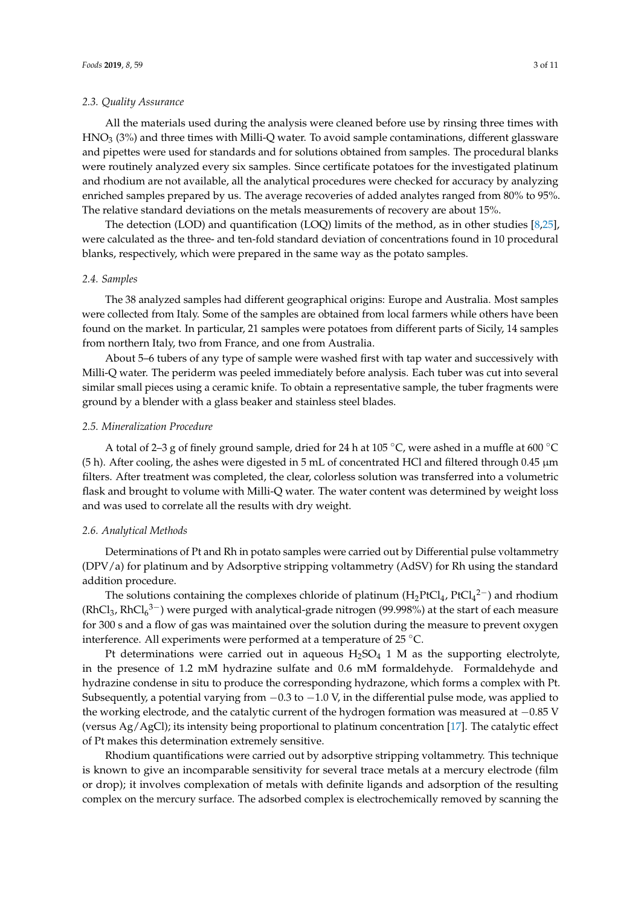### 2.3. Quality Assurance

All the materials used during the analysis were cleaned before use by rinsing three times with $HNO_3$ (3%) and three times with Milli-Q water. To avoid sample contaminations, different glassware and pipettes were used for standards and for solutions obtained from samples. The procedural blanks were routinely analyzed every six samples. Since certificate potatoes for the investigated platinum and rhodium are not available, all the analytical procedures were checked for accuracy by analyzing enriched samples prepared by us. The average recoveries of added analytes ranged from 80% to 95%. The relative standard deviations on the metals measurements of recovery are about 15%.

The detection (LOD) and quantification (LOQ) limits of the method, as in other studies [8,25], were calculated as the three- and ten-fold standard deviation of concentrations found in 10 procedural blanks, respectively, which were prepared in the same way as the potato samples.

### 2.4. Samples

The 38 analyzed samples had different geographical origins: Europe and Australia. Most samples were collected from Italy. Some of the samples are obtained from local farmers while others have been found on the market. In particular, 21 samples were potatoes from different parts of Sicily, 14 samples from northern Italy, two from France, and one from Australia.

About 5–6 tubers of any type of sample were washed first with tap water and successively with Milli-Q water. The periderm was peeled immediately before analysis. Each tuber was cut into several similar small pieces using a ceramic knife. To obtain a representative sample, the tuber fragments were ground by a blender with a glass beaker and stainless steel blades.

### 2.5. Mineralization Procedure

A total of 2–3 g of finely ground sample, dried for 24 h at 105 °C, were ashed in a muffle at 600 °C (5 h). After cooling, the ashes were digested in 5 mL of concentrated HCl and filtered through 0.45 μm filters. After treatment was completed, the clear, colorless solution was transferred into a volumetric flask and brought to volume with Milli-Q water. The water content was determined by weight loss and was used to correlate all the results with dry weight.

### 2.6. Analytical Methods

Determinations of Pt and Rh in potato samples were carried out by Differential pulse voltammetry (DPV/a) for platinum and by Adsorptive stripping voltammetry (AdSV) for Rh using the standard addition procedure.

The solutions containing the complexes chloride of platinum ($H_2PtCl_4$, $PtCl_4^{2-}$) and rhodium ($RhCl_3$, $RhCl_6^{3-}$) were purged with analytical-grade nitrogen (99.998%) at the start of each measure for 300 s and a flow of gas was maintained over the solution during the measure to prevent oxygen interference. All experiments were performed at a temperature of 25 °C.

Pt determinations were carried out in aqueous $H_2SO_4$ 1 M as the supporting electrolyte, in the presence of 1.2 mM hydrazine sulfate and 0.6 mM formaldehyde. Formaldehyde and hydrazine condense in situ to produce the corresponding hydrazone, which forms a complex with Pt. Subsequently, a potential varying from −0.3 to −1.0 V, in the differential pulse mode, was applied to the working electrode, and the catalytic current of the hydrogen formation was measured at −0.85 V (versus Ag/AgCl); its intensity being proportional to platinum concentration [17]. The catalytic effect of Pt makes this determination extremely sensitive.

Rhodium quantifications were carried out by adsorptive stripping voltammetry. This technique is known to give an incomparable sensitivity for several trace metals at a mercury electrode (film or drop); it involves complexation of metals with definite ligands and adsorption of the resulting complex on the mercury surface. The adsorbed complex is electrochemically removed by scanning the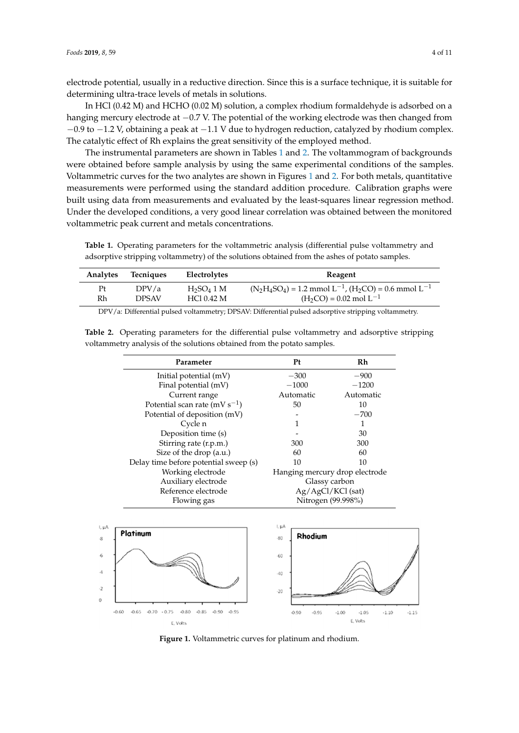electrode potential, usually in a reductive direction. Since this is a surface technique, it is suitable for determining ultra-trace levels of metals in solutions.

In HCl (0.42 M) and HCHO (0.02 M) solution, a complex rhodium formaldehyde is adsorbed on a hanging mercury electrode at −0.7 V. The potential of the working electrode was then changed from −0.9 to −1.2 V, obtaining a peak at −1.1 V due to hydrogen reduction, catalyzed by rhodium complex. The catalytic effect of Rh explains the great sensitivity of the employed method.

The instrumental parameters are shown in Tables 1 and 2. The voltammogram of backgrounds were obtained before sample analysis by using the same experimental conditions of the samples. Voltammetric curves for the two analytes are shown in Figures 1 and 2. For both metals, quantitative measurements were performed using the standard addition procedure. Calibration graphs were built using data from measurements and evaluated by the least-squares linear regression method. Under the developed conditions, a very good linear correlation was obtained between the monitored voltammetric peak current and metals concentrations.

**Table 1.** Operating parameters for the voltammetric analysis (differential pulse voltammetry and adsorptive stripping voltammetry) of the solutions obtained from the ashes of potato samples.

| Analytes | Tecniques | Electrolytes | Reagent |
|---|---|---|---|
| Pt | DPV/a | $H_2SO_4$ 1 M | $(N_2H_4SO_4)$ = 1.2 mmol $L^{-1}$, $(H_2CO)$ = 0.6 mmol $L^{-1}$ |
| Rh | DPSAV | HCl 0.42 M | $(H_2CO)$ = 0.02 mol $L^{-1}$ |

DPV/a: Differential pulsed voltammetry; DPSAV: Differential pulsed adsorptive stripping voltammetry.

**Table 2.** Operating parameters for the differential pulse voltammetry and adsorptive stripping voltammetry analysis of the solutions obtained from the potato samples.

| Parameter | Pt | Rh |
|---|---|---|
| Initial potential (mV) | −300 | −900 |
| Final potential (mV) | −1000 | −1200 |
| Current range | Automatic | Automatic |
| Potential scan rate (mV $s^{-1}$) | 50 | 10 |
| Potential of deposition (mV) | - | −700 |
| Cycle n | 1 | 1 |
| Deposition time (s) | - | 30 |
| Stirring rate (r.p.m.) | 300 | 300 |
| Size of the drop (a.u.) | 60 | 60 |
| Delay time before potential sweep (s) | 10 | 10 |
| Working electrode | Hanging mercury drop electrode | |
| Auxiliary electrode | Glassy carbon | |
| Reference electrode | Ag/AgCl/KCl (sat) | |
| Flowing gas | Nitrogen (99.998%) | |

**Figure 1.** Voltammetric curves for platinum and rhodium.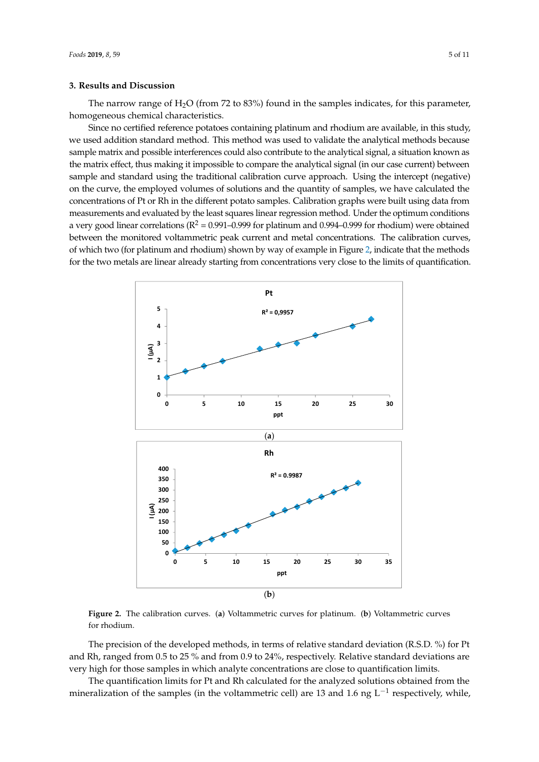## 3. Results and Discussion

The narrow range of $H_2O$ (from 72 to 83%) found in the samples indicates, for this parameter, homogeneous chemical characteristics.

Since no certified reference potatoes containing platinum and rhodium are available, in this study, we used addition standard method. This method was used to validate the analytical methods because sample matrix and possible interferences could also contribute to the analytical signal, a situation known as the matrix effect, thus making it impossible to compare the analytical signal (in our case current) between sample and standard using the traditional calibration curve approach. Using the intercept (negative) on the curve, the employed volumes of solutions and the quantity of samples, we have calculated the concentrations of Pt or Rh in the different potato samples. Calibration graphs were built using data from measurements and evaluated by the least squares linear regression method. Under the optimum conditions a very good linear correlations ($R^2$ = 0.991–0.999 for platinum and 0.994–0.999 for rhodium) were obtained between the monitored voltammetric peak current and metal concentrations. The calibration curves, of which two (for platinum and rhodium) shown by way of example in Figure 2, indicate that the methods for the two metals are linear already starting from concentrations very close to the limits of quantification.

**Figure 2.** The calibration curves. (**a**) Voltammetric curves for platinum. (**b**) Voltammetric curves for rhodium.

The precision of the developed methods, in terms of relative standard deviation (R.S.D. %) for Pt and Rh, ranged from 0.5 to 25 % and from 0.9 to 24%, respectively. Relative standard deviations are very high for those samples in which analyte concentrations are close to quantification limits.

The quantification limits for Pt and Rh calculated for the analyzed solutions obtained from the mineralization of the samples (in the voltammetric cell) are 13 and 1.6 ng $L^{-1}$ respectively, while,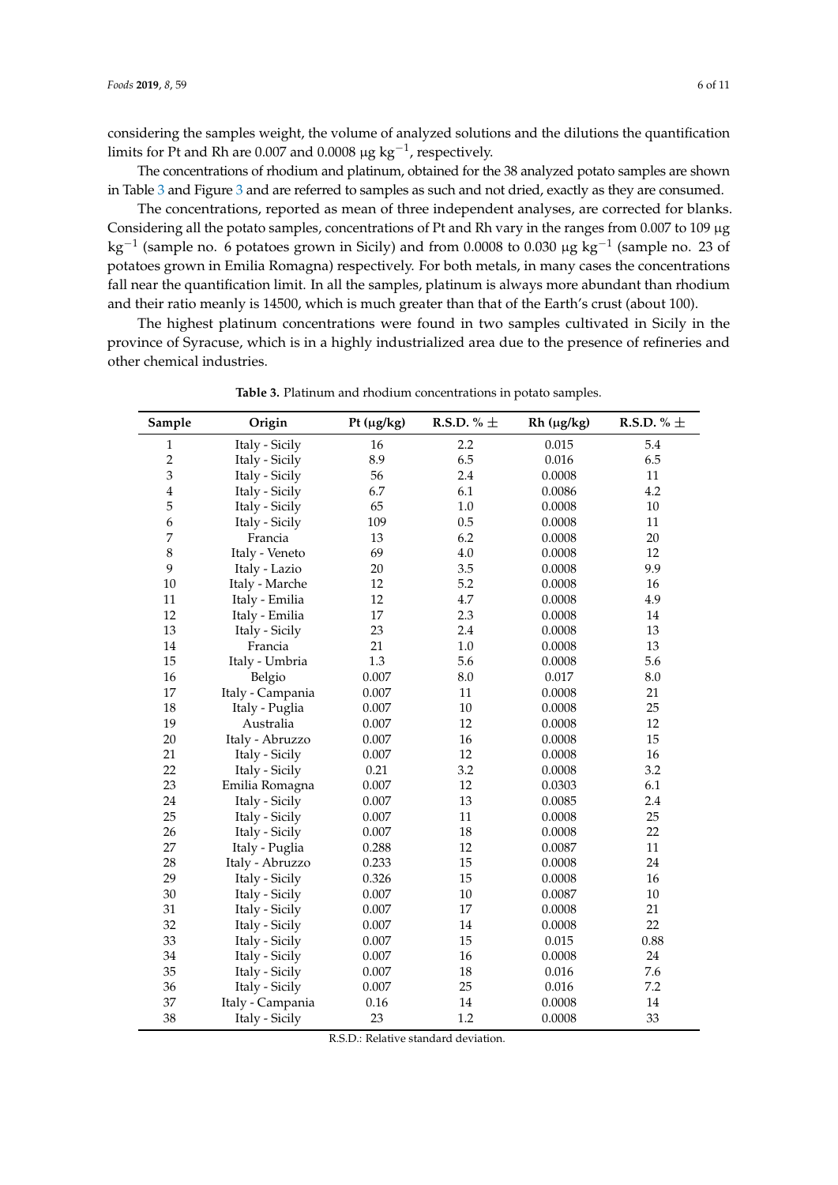considering the samples weight, the volume of analyzed solutions and the dilutions the quantification limits for Pt and Rh are 0.007 and 0.0008 μg $kg^{-1}$, respectively.

The concentrations of rhodium and platinum, obtained for the 38 analyzed potato samples are shown in Table 3 and Figure 3 and are referred to samples as such and not dried, exactly as they are consumed.

The concentrations, reported as mean of three independent analyses, are corrected for blanks. Considering all the potato samples, concentrations of Pt and Rh vary in the ranges from 0.007 to 109 μg $kg^{-1}$ (sample no. 6 potatoes grown in Sicily) and from 0.0008 to 0.030 μg $kg^{-1}$ (sample no. 23 of potatoes grown in Emilia Romagna) respectively. For both metals, in many cases the concentrations fall near the quantification limit. In all the samples, platinum is always more abundant than rhodium and their ratio meanly is 14500, which is much greater than that of the Earth's crust (about 100).

The highest platinum concentrations were found in two samples cultivated in Sicily in the province of Syracuse, which is in a highly industrialized area due to the presence of refineries and other chemical industries.

**Table 3.** Platinum and rhodium concentrations in potato samples.

| Sample | Origin | Pt (μg/kg) | R.S.D. % ± | Rh (μg/kg) | R.S.D. % ± |
|---|---|---|---|---|---|
| 1 | Italy - Sicily | 16 | 2.2 | 0.015 | 5.4 |
| 2 | Italy - Sicily | 8.9 | 6.5 | 0.016 | 6.5 |
| 3 | Italy - Sicily | 56 | 2.4 | 0.0008 | 11 |
| 4 | Italy - Sicily | 6.7 | 6.1 | 0.0086 | 4.2 |
| 5 | Italy - Sicily | 65 | 1.0 | 0.0008 | 10 |
| 6 | Italy - Sicily | 109 | 0.5 | 0.0008 | 11 |
| 7 | Francia | 13 | 6.2 | 0.0008 | 20 |
| 8 | Italy - Veneto | 69 | 4.0 | 0.0008 | 12 |
| 9 | Italy - Lazio | 20 | 3.5 | 0.0008 | 9.9 |
| 10 | Italy - Marche | 12 | 5.2 | 0.0008 | 16 |
| 11 | Italy - Emilia | 12 | 4.7 | 0.0008 | 4.9 |
| 12 | Italy - Emilia | 17 | 2.3 | 0.0008 | 14 |
| 13 | Italy - Sicily | 23 | 2.4 | 0.0008 | 13 |
| 14 | Francia | 21 | 1.0 | 0.0008 | 13 |
| 15 | Italy - Umbria | 1.3 | 5.6 | 0.0008 | 5.6 |
| 16 | Belgio | 0.007 | 8.0 | 0.017 | 8.0 |
| 17 | Italy - Campania | 0.007 | 11 | 0.0008 | 21 |
| 18 | Italy - Puglia | 0.007 | 10 | 0.0008 | 25 |
| 19 | Australia | 0.007 | 12 | 0.0008 | 12 |
| 20 | Italy - Abruzzo | 0.007 | 16 | 0.0008 | 15 |
| 21 | Italy - Sicily | 0.007 | 12 | 0.0008 | 16 |
| 22 | Italy - Sicily | 0.21 | 3.2 | 0.0008 | 3.2 |
| 23 | Emilia Romagna | 0.007 | 12 | 0.0303 | 6.1 |
| 24 | Italy - Sicily | 0.007 | 13 | 0.0085 | 2.4 |
| 25 | Italy - Sicily | 0.007 | 11 | 0.0008 | 25 |
| 26 | Italy - Sicily | 0.007 | 18 | 0.0008 | 22 |
| 27 | Italy - Puglia | 0.288 | 12 | 0.0087 | 11 |
| 28 | Italy - Abruzzo | 0.233 | 15 | 0.0008 | 24 |
| 29 | Italy - Sicily | 0.326 | 15 | 0.0008 | 16 |
| 30 | Italy - Sicily | 0.007 | 10 | 0.0087 | 10 |
| 31 | Italy - Sicily | 0.007 | 17 | 0.0008 | 21 |
| 32 | Italy - Sicily | 0.007 | 14 | 0.0008 | 22 |
| 33 | Italy - Sicily | 0.007 | 15 | 0.015 | 0.88 |
| 34 | Italy - Sicily | 0.007 | 16 | 0.0008 | 24 |
| 35 | Italy - Sicily | 0.007 | 18 | 0.016 | 7.6 |
| 36 | Italy - Sicily | 0.007 | 25 | 0.016 | 7.2 |
| 37 | Italy - Campania | 0.16 | 14 | 0.0008 | 14 |
| 38 | Italy - Sicily | 23 | 1.2 | 0.0008 | 33 |

R.S.D.: Relative standard deviation.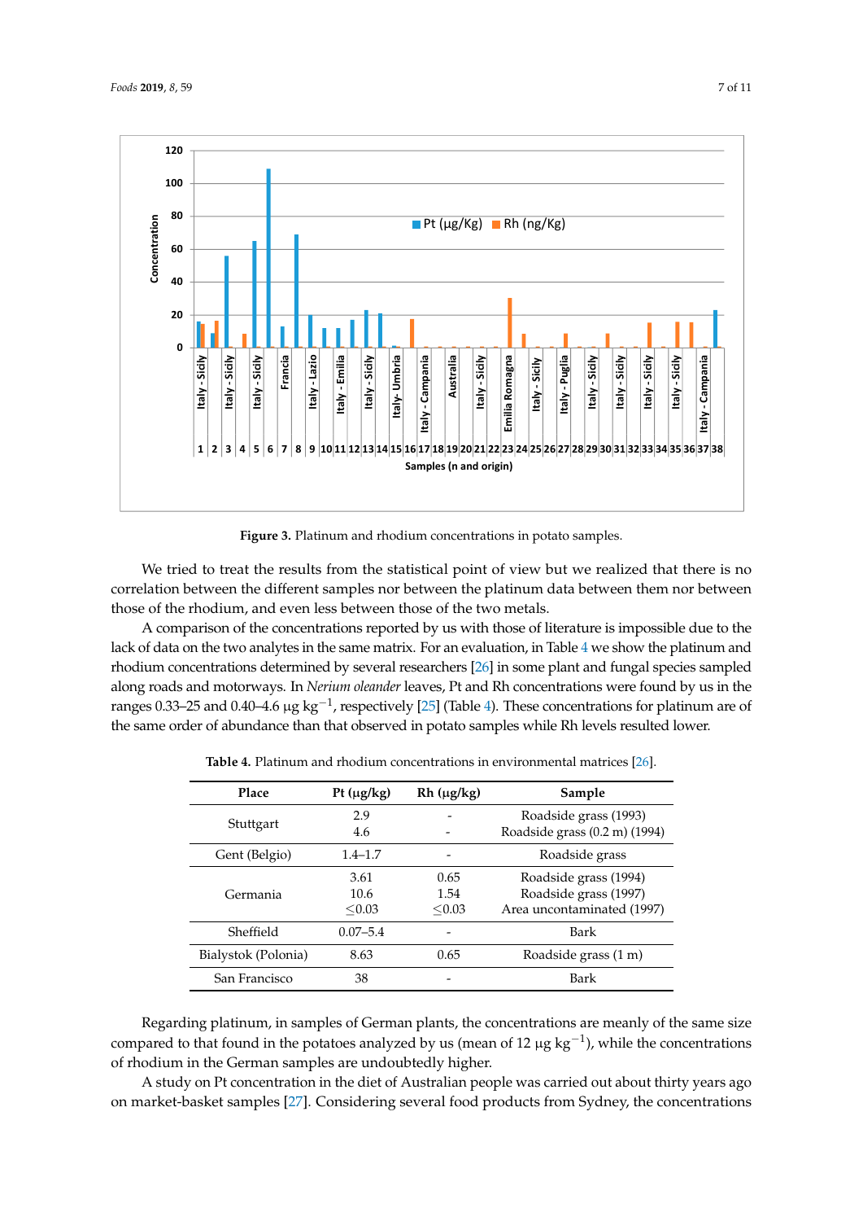**Figure 3.** Platinum and rhodium concentrations in potato samples.

We tried to treat the results from the statistical point of view but we realized that there is no correlation between the different samples nor between the platinum data between them nor between those of the rhodium, and even less between those of the two metals.

A comparison of the concentrations reported by us with those of literature is impossible due to the lack of data on the two analytes in the same matrix. For an evaluation, in Table 4 we show the platinum and rhodium concentrations determined by several researchers [26] in some plant and fungal species sampled along roads and motorways. In *Nerium oleander* leaves, Pt and Rh concentrations were found by us in the ranges 0.33–25 and 0.40–4.6 μg kg$^{-1}$, respectively [25] (Table 4). These concentrations for platinum are of the same order of abundance than that observed in potato samples while Rh levels resulted lower.

**Table 4.** Platinum and rhodium concentrations in environmental matrices [26].

| Place | Pt (μg/kg) | Rh (μg/kg) | Sample |
|---|---|---|---|
| Stuttgart | 2.9 | - | Roadside grass (1993) |
| | 4.6 | - | Roadside grass (0.2 m) (1994) |
| Gent (Belgio) | 1.4–1.7 | - | Roadside grass |
| Germania | 3.61 | 0.65 | Roadside grass (1994) |
| | 10.6 | 1.54 | Roadside grass (1997) |
| | ≤0.03 | ≤0.03 | Area uncontaminated (1997) |
| Sheffield | 0.07–5.4 | - | Bark |
| Bialystok (Polonia) | 8.63 | 0.65 | Roadside grass (1 m) |
| San Francisco | 38 | - | Bark |

Regarding platinum, in samples of German plants, the concentrations are meanly of the same size compared to that found in the potatoes analyzed by us (mean of 12 μg kg$^{-1}$), while the concentrations of rhodium in the German samples are undoubtedly higher.

A study on Pt concentration in the diet of Australian people was carried out about thirty years ago on market-basket samples [27]. Considering several food products from Sydney, the concentrations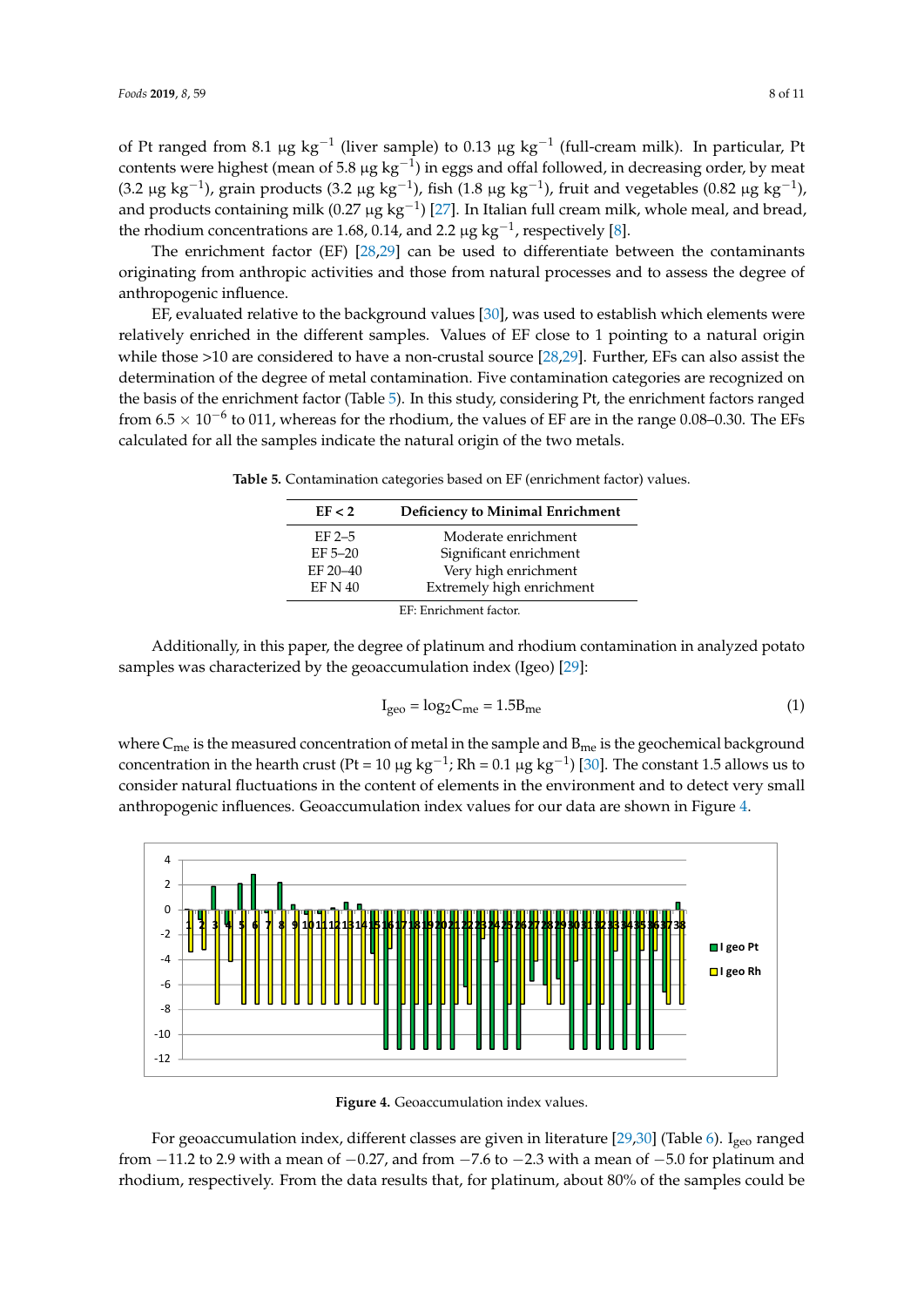of Pt ranged from 8.1 μg $kg^{-1}$ (liver sample) to 0.13 μg $kg^{-1}$ (full-cream milk). In particular, Pt contents were highest (mean of 5.8 μg $kg^{-1}$) in eggs and offal followed, in decreasing order, by meat (3.2 μg $kg^{-1}$), grain products (3.2 μg $kg^{-1}$), fish (1.8 μg $kg^{-1}$), fruit and vegetables (0.82 μg $kg^{-1}$), and products containing milk (0.27 μg $kg^{-1}$) [27]. In Italian full cream milk, whole meal, and bread, the rhodium concentrations are 1.68, 0.14, and 2.2 μg $kg^{-1}$, respectively [8].

The enrichment factor (EF) [28,29] can be used to differentiate between the contaminants originating from anthropic activities and those from natural processes and to assess the degree of anthropogenic influence.

EF, evaluated relative to the background values [30], was used to establish which elements were relatively enriched in the different samples. Values of EF close to 1 pointing to a natural origin while those >10 are considered to have a non-crustal source [28,29]. Further, EFs can also assist the determination of the degree of metal contamination. Five contamination categories are recognized on the basis of the enrichment factor (Table 5). In this study, considering Pt, the enrichment factors ranged from $6.5 \times 10^{-6}$ to 011, whereas for the rhodium, the values of EF are in the range 0.08–0.30. The EFs calculated for all the samples indicate the natural origin of the two metals.

**Table 5.** Contamination categories based on EF (enrichment factor) values.

| EF < 2 | Deficiency to Minimal Enrichment |
|---|---|
| EF 2–5 | Moderate enrichment |
| EF 5–20 | Significant enrichment |
| EF 20–40 | Very high enrichment |
| EF N 40 | Extremely high enrichment |

EF: Enrichment factor.

Additionally, in this paper, the degree of platinum and rhodium contamination in analyzed potato samples was characterized by the geoaccumulation index (Igeo) [29]:

$$I_{geo} = \log_2 C_{me} = 1.5B_{me} \tag{1}$$

where $C_{me}$ is the measured concentration of metal in the sample and $B_{me}$ is the geochemical background concentration in the hearth crust (Pt = 10 μg $kg^{-1}$; Rh = 0.1 μg $kg^{-1}$) [30]. The constant 1.5 allows us to consider natural fluctuations in the content of elements in the environment and to detect very small anthropogenic influences. Geoaccumulation index values for our data are shown in Figure 4.

**Figure 4.** Geoaccumulation index values.

For geoaccumulation index, different classes are given in literature [29,30] (Table 6). $I_{geo}$ ranged from −11.2 to 2.9 with a mean of −0.27, and from −7.6 to −2.3 with a mean of −5.0 for platinum and rhodium, respectively. From the data results that, for platinum, about 80% of the samples could be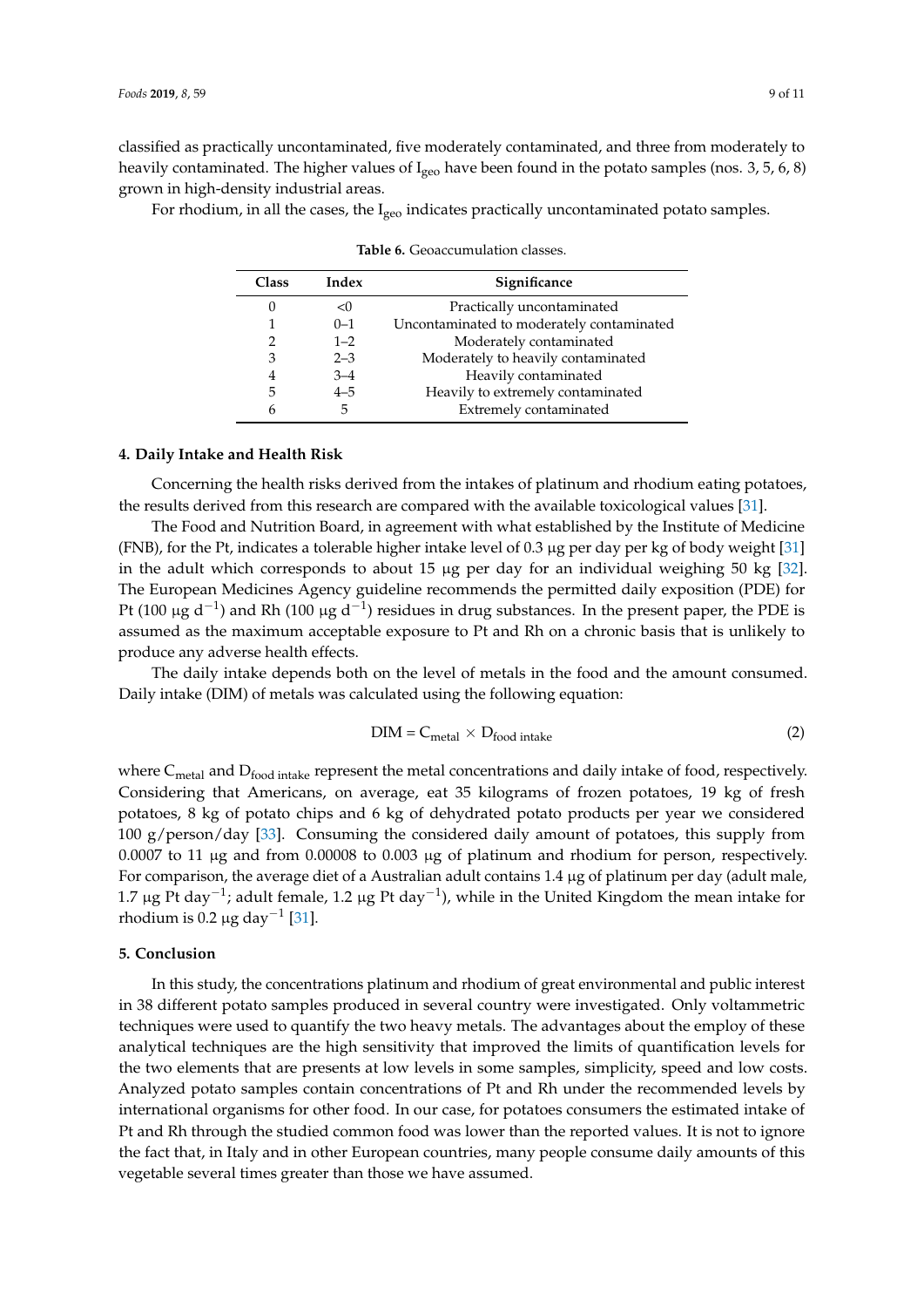classified as practically uncontaminated, five moderately contaminated, and three from moderately to heavily contaminated. The higher values of $I_{geo}$ have been found in the potato samples (nos. 3, 5, 6, 8) grown in high-density industrial areas.

For rhodium, in all the cases, the $I_{geo}$ indicates practically uncontaminated potato samples.

**Table 6.** Geoaccumulation classes.

| Class | Index | Significance |
|---|---|---|
| 0 | <0 | Practically uncontaminated |
| 1 | 0–1 | Uncontaminated to moderately contaminated |
| 2 | 1–2 | Moderately contaminated |
| 3 | 2–3 | Moderately to heavily contaminated |
| 4 | 3–4 | Heavily contaminated |
| 5 | 4–5 | Heavily to extremely contaminated |
| 6 | 5 | Extremely contaminated |

## 4. Daily Intake and Health Risk

Concerning the health risks derived from the intakes of platinum and rhodium eating potatoes, the results derived from this research are compared with the available toxicological values [31].

The Food and Nutrition Board, in agreement with what established by the Institute of Medicine (FNB), for the Pt, indicates a tolerable higher intake level of 0.3 μg per day per kg of body weight [31] in the adult which corresponds to about 15 μg per day for an individual weighing 50 kg [32]. The European Medicines Agency guideline recommends the permitted daily exposition (PDE) for Pt (100 μg $d^{-1}$) and Rh (100 μg $d^{-1}$) residues in drug substances. In the present paper, the PDE is assumed as the maximum acceptable exposure to Pt and Rh on a chronic basis that is unlikely to produce any adverse health effects.

The daily intake depends both on the level of metals in the food and the amount consumed. Daily intake (DIM) of metals was calculated using the following equation:

$$DIM = C_{metal} \times D_{food\ intake} \quad (2)$$

where $C_{metal}$ and $D_{food\ intake}$ represent the metal concentrations and daily intake of food, respectively. Considering that Americans, on average, eat 35 kilograms of frozen potatoes, 19 kg of fresh potatoes, 8 kg of potato chips and 6 kg of dehydrated potato products per year we considered 100 g/person/day [33]. Consuming the considered daily amount of potatoes, this supply from 0.0007 to 11 μg and from 0.00008 to 0.003 μg of platinum and rhodium for person, respectively. For comparison, the average diet of a Australian adult contains 1.4 μg of platinum per day (adult male, 1.7 μg Pt $day^{-1}$; adult female, 1.2 μg Pt $day^{-1}$), while in the United Kingdom the mean intake for rhodium is 0.2 μg $day^{-1}$ [31].

## 5. Conclusion

In this study, the concentrations platinum and rhodium of great environmental and public interest in 38 different potato samples produced in several country were investigated. Only voltammetric techniques were used to quantify the two heavy metals. The advantages about the employ of these analytical techniques are the high sensitivity that improved the limits of quantification levels for the two elements that are presents at low levels in some samples, simplicity, speed and low costs. Analyzed potato samples contain concentrations of Pt and Rh under the recommended levels by international organisms for other food. In our case, for potatoes consumers the estimated intake of Pt and Rh through the studied common food was lower than the reported values. It is not to ignore the fact that, in Italy and in other European countries, many people consume daily amounts of this vegetable several times greater than those we have assumed.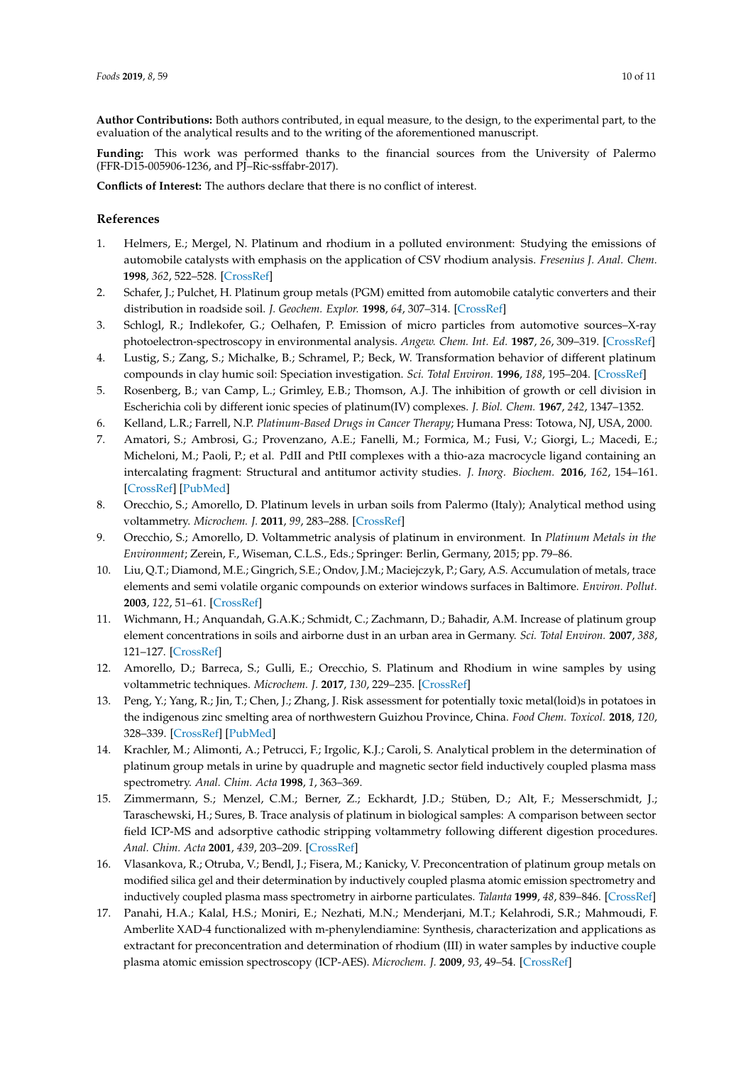**Author Contributions:** Both authors contributed, in equal measure, to the design, to the experimental part, to the evaluation of the analytical results and to the writing of the aforementioned manuscript.

**Funding:** This work was performed thanks to the financial sources from the University of Palermo (FFR-D15-005906-1236, and PJ–Ric-ssffabr-2017).

**Conflicts of Interest:** The authors declare that there is no conflict of interest.

## References

1. Helmers, E.; Mergel, N. Platinum and rhodium in a polluted environment: Studying the emissions of automobile catalysts with emphasis on the application of CSV rhodium analysis. *Fresenius J. Anal. Chem.* **1998**, *362*, 522–528. [CrossRef]
2. Schafer, J.; Pulchet, H. Platinum group metals (PGM) emitted from automobile catalytic converters and their distribution in roadside soil. *J. Geochem. Explor.* **1998**, *64*, 307–314. [CrossRef]
3. Schlogl, R.; Indlekofer, G.; Oelhafen, P. Emission of micro particles from automotive sources–X-ray photoelectron-spectroscopy in environmental analysis. *Angew. Chem. Int. Ed.* **1987**, *26*, 309–319. [CrossRef]
4. Lustig, S.; Zang, S.; Michalke, B.; Schramel, P.; Beck, W. Transformation behavior of different platinum compounds in clay humic soil: Speciation investigation. *Sci. Total Environ.* **1996**, *188*, 195–204. [CrossRef]
5. Rosenberg, B.; van Camp, L.; Grimley, E.B.; Thomson, A.J. The inhibition of growth or cell division in Escherichia coli by different ionic species of platinum(IV) complexes. *J. Biol. Chem.* **1967**, *242*, 1347–1352.
6. Kelland, L.R.; Farrell, N.P. *Platinum-Based Drugs in Cancer Therapy*; Humana Press: Totowa, NJ, USA, 2000.
7. Amatori, S.; Ambrosi, G.; Provenzano, A.E.; Fanelli, M.; Formica, M.; Fusi, V.; Giorgi, L.; Macedi, E.; Micheloni, M.; Paoli, P.; et al. PdII and PtII complexes with a thio-aza macrocycle ligand containing an intercalating fragment: Structural and antitumor activity studies. *J. Inorg. Biochem.* **2016**, *162*, 154–161. [CrossRef] [PubMed]
8. Orecchio, S.; Amorello, D. Platinum levels in urban soils from Palermo (Italy); Analytical method using voltammetry. *Microchem. J.* **2011**, *99*, 283–288. [CrossRef]
9. Orecchio, S.; Amorello, D. Voltammetric analysis of platinum in environment. In *Platinum Metals in the Environment*; Zerein, F., Wiseman, C.L.S., Eds.; Springer: Berlin, Germany, 2015; pp. 79–86.
10. Liu, Q.T.; Diamond, M.E.; Gingrich, S.E.; Ondov, J.M.; Maciejczyk, P.; Gary, A.S. Accumulation of metals, trace elements and semi volatile organic compounds on exterior windows surfaces in Baltimore. *Environ. Pollut.* **2003**, *122*, 51–61. [CrossRef]
11. Wichmann, H.; Anquandah, G.A.K.; Schmidt, C.; Zachmann, D.; Bahadir, A.M. Increase of platinum group element concentrations in soils and airborne dust in an urban area in Germany. *Sci. Total Environ.* **2007**, *388*, 121–127. [CrossRef]
12. Amorello, D.; Barreca, S.; Gulli, E.; Orecchio, S. Platinum and Rhodium in wine samples by using voltammetric techniques. *Microchem. J.* **2017**, *130*, 229–235. [CrossRef]
13. Peng, Y.; Yang, R.; Jin, T.; Chen, J.; Zhang, J. Risk assessment for potentially toxic metal(loid)s in potatoes in the indigenous zinc smelting area of northwestern Guizhou Province, China. *Food Chem. Toxicol.* **2018**, *120*, 328–339. [CrossRef] [PubMed]
14. Krachler, M.; Alimonti, A.; Petrucci, F.; Irgolic, K.J.; Caroli, S. Analytical problem in the determination of platinum group metals in urine by quadruple and magnetic sector field inductively coupled plasma mass spectrometry. *Anal. Chim. Acta* **1998**, *1*, 363–369.
15. Zimmermann, S.; Menzel, C.M.; Berner, Z.; Eckhardt, J.D.; Stüben, D.; Alt, F.; Messerschmidt, J.; Taraschewski, H.; Sures, B. Trace analysis of platinum in biological samples: A comparison between sector field ICP-MS and adsorptive cathodic stripping voltammetry following different digestion procedures. *Anal. Chim. Acta* **2001**, *439*, 203–209. [CrossRef]
16. Vlasankova, R.; Otruba, V.; Bendl, J.; Fisera, M.; Kanicky, V. Preconcentration of platinum group metals on modified silica gel and their determination by inductively coupled plasma atomic emission spectrometry and inductively coupled plasma mass spectrometry in airborne particulates. *Talanta* **1999**, *48*, 839–846. [CrossRef]
17. Panahi, H.A.; Kalal, H.S.; Moniri, E.; Nezhati, M.N.; Menderjani, M.T.; Kelahrodi, S.R.; Mahmoudi, F. Amberlite XAD-4 functionalized with m-phenylendiamine: Synthesis, characterization and applications as extractant for preconcentration and determination of rhodium (III) in water samples by inductive couple plasma atomic emission spectroscopy (ICP-AES). *Microchem. J.* **2009**, *93*, 49–54. [CrossRef]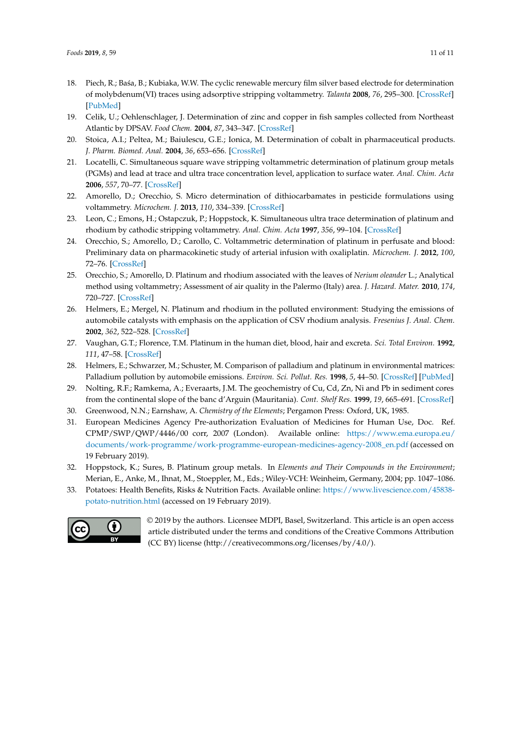18. Piech, R.; Baś, B.; Kubiaka, W.W. The cyclic renewable mercury film silver based electrode for determination of molybdenum(VI) traces using adsorptive stripping voltammetry. *Talanta* **2008**, *76*, 295–300. [CrossRef] [PubMed]
19. Celik, U.; Oehlenschlager, J. Determination of zinc and copper in fish samples collected from Northeast Atlantic by DPSAV. *Food Chem.* **2004**, *87*, 343–347. [CrossRef]
20. Stoica, A.I.; Peltea, M.; Baiulescu, G.E.; Ionica, M. Determination of cobalt in pharmaceutical products. *J. Pharm. Biomed. Anal.* **2004**, *36*, 653–656. [CrossRef]
21. Locatelli, C. Simultaneous square wave stripping voltammetric determination of platinum group metals (PGMs) and lead at trace and ultra trace concentration level, application to surface water. *Anal. Chim. Acta* **2006**, *557*, 70–77. [CrossRef]
22. Amorello, D.; Orecchio, S. Micro determination of dithiocarbamates in pesticide formulations using voltammetry. *Microchem. J.* **2013**, *110*, 334–339. [CrossRef]
23. Leon, C.; Emons, H.; Ostapczuk, P.; Hoppstock, K. Simultaneous ultra trace determination of platinum and rhodium by cathodic stripping voltammetry. *Anal. Chim. Acta* **1997**, *356*, 99–104. [CrossRef]
24. Orecchio, S.; Amorello, D.; Carollo, C. Voltammetric determination of platinum in perfusate and blood: Preliminary data on pharmacokinetic study of arterial infusion with oxaliplatin. *Microchem. J.* **2012**, *100*, 72–76. [CrossRef]
25. Orecchio, S.; Amorello, D. Platinum and rhodium associated with the leaves of *Nerium oleander* L.; Analytical method using voltammetry; Assessment of air quality in the Palermo (Italy) area. *J. Hazard. Mater.* **2010**, *174*, 720–727. [CrossRef]
26. Helmers, E.; Mergel, N. Platinum and rhodium in the polluted environment: Studying the emissions of automobile catalysts with emphasis on the application of CSV rhodium analysis. *Fresenius J. Anal. Chem.* **2002**, *362*, 522–528. [CrossRef]
27. Vaughan, G.T.; Florence, T.M. Platinum in the human diet, blood, hair and excreta. *Sci. Total Environ.* **1992**, *111*, 47–58. [CrossRef]
28. Helmers, E.; Schwarzer, M.; Schuster, M. Comparison of palladium and platinum in environmental matrices: Palladium pollution by automobile emissions. *Environ. Sci. Pollut. Res.* **1998**, *5*, 44–50. [CrossRef] [PubMed]
29. Nolting, R.F.; Ramkema, A.; Everaarts, J.M. The geochemistry of Cu, Cd, Zn, Ni and Pb in sediment cores from the continental slope of the banc d'Arguin (Mauritania). *Cont. Shelf Res.* **1999**, *19*, 665–691. [CrossRef]
30. Greenwood, N.N.; Earnshaw, A. *Chemistry of the Elements*; Pergamon Press: Oxford, UK, 1985.
31. European Medicines Agency Pre-authorization Evaluation of Medicines for Human Use, Doc. Ref. CPMP/SWP/QWP/4446/00 corr, 2007 (London). Available online: https://www.ema.europa.eu/documents/work-programme/work-programme-european-medicines-agency-2008_en.pdf (accessed on 19 February 2019).
32. Hoppstock, K.; Sures, B. Platinum group metals. In *Elements and Their Compounds in the Environment*; Merian, E., Anke, M., Ihnat, M., Stoeppler, M., Eds.; Wiley-VCH: Weinheim, Germany, 2004; pp. 1047–1086.
33. Potatoes: Health Benefits, Risks & Nutrition Facts. Available online: https://www.livescience.com/45838-potato-nutrition.html (accessed on 19 February 2019).

© 2019 by the authors. Licensee MDPI, Basel, Switzerland. This article is an open access article distributed under the terms and conditions of the Creative Commons Attribution (CC BY) license (http://creativecommons.org/licenses/by/4.0/).